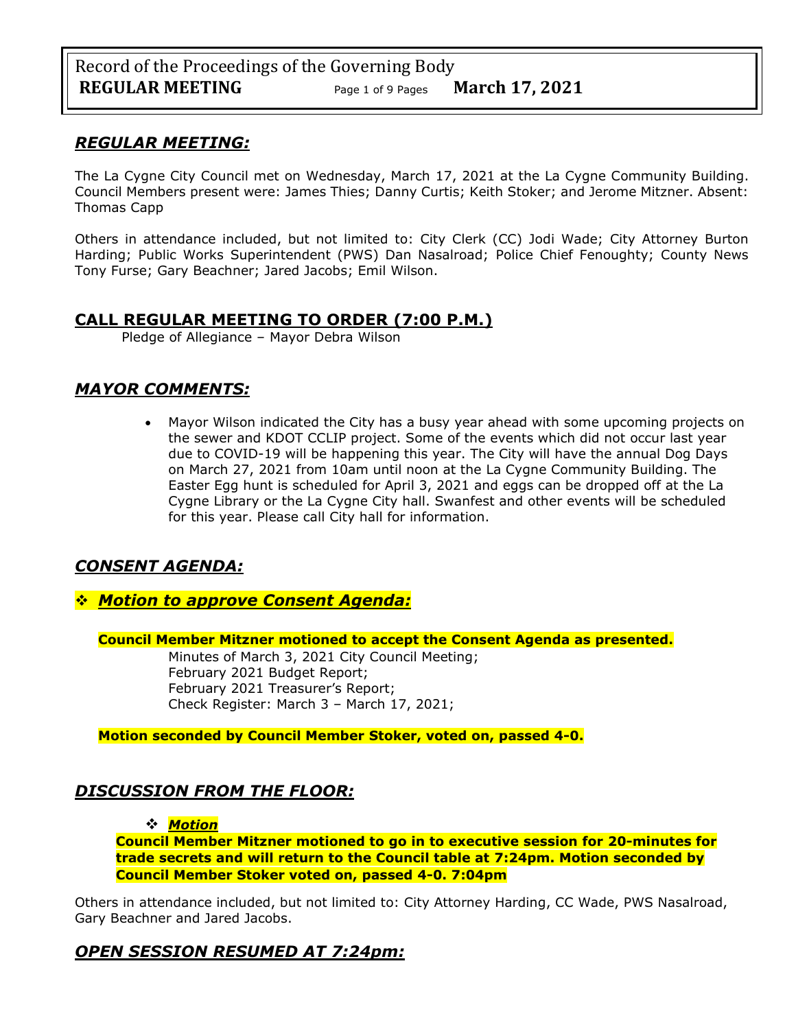## *REGULAR MEETING:*

The La Cygne City Council met on Wednesday, March 17, 2021 at the La Cygne Community Building. Council Members present were: James Thies; Danny Curtis; Keith Stoker; and Jerome Mitzner. Absent: Thomas Capp

Others in attendance included, but not limited to: City Clerk (CC) Jodi Wade; City Attorney Burton Harding; Public Works Superintendent (PWS) Dan Nasalroad; Police Chief Fenoughty; County News Tony Furse; Gary Beachner; Jared Jacobs; Emil Wilson.

## CALL REGULAR MEETING TO ORDER (7:00 P.M.)

Pledge of Allegiance – Mayor Debra Wilson

## *MAYOR COMMENTS:*

- Mayor Wilson indicated the City has a busy year ahead with some upcoming projects on the sewer and KDOT CCLIP project. Some of the events which did not occur last year due to COVID-19 will be happening this year. The City will have the annual Dog Days on March 27, 2021 from 10am until noon at the La Cygne Community Building. The Easter Egg hunt is scheduled for April 3, 2021 and eggs can be dropped off at the La Cygne Library or the La Cygne City hall. Swanfest and other events will be scheduled for this year. Please call City hall for information.

## *CONSENT AGENDA:*

### ❖ *Motion to approve Consent Agenda:*

**Council Member Mitzner motioned to accept the Consent Agenda as presented.**

Minutes of March 3, 2021 City Council Meeting;
February 2021 Budget Report;
February 2021 Treasurer's Report;
Check Register: March 3 – March 17, 2021;

**Motion seconded by Council Member Stoker, voted on, passed 4-0.**

## *DISCUSSION FROM THE FLOOR:*

❖ ***Motion***

**Council Member Mitzner motioned to go in to executive session for 20-minutes for trade secrets and will return to the Council table at 7:24pm. Motion seconded by Council Member Stoker voted on, passed 4-0. 7:04pm**

Others in attendance included, but not limited to: City Attorney Harding, CC Wade, PWS Nasalroad, Gary Beachner and Jared Jacobs.

## *OPEN SESSION RESUMED AT 7:24pm:*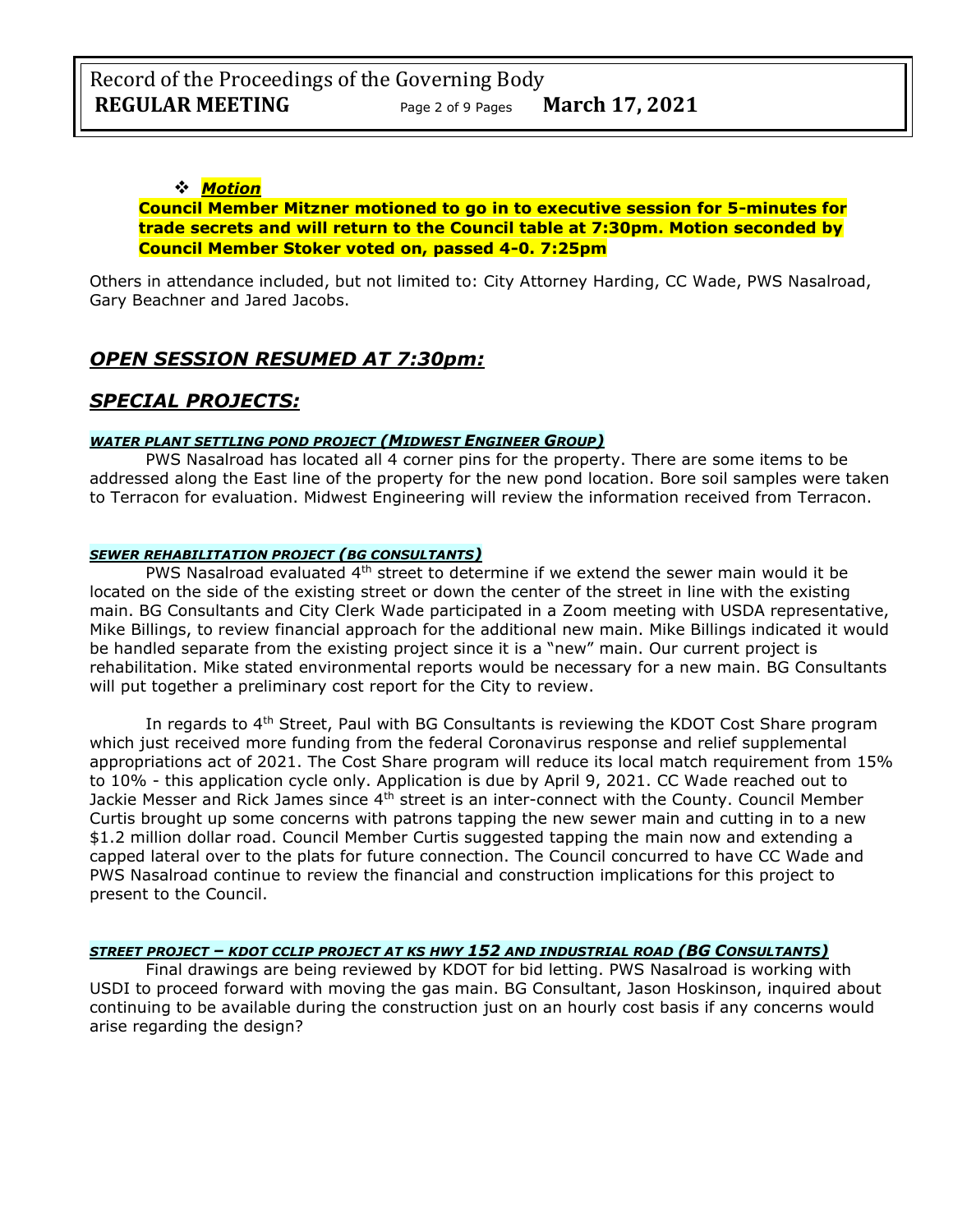- ***Motion***

**Council Member Mitzner motioned to go in to executive session for 5-minutes for trade secrets and will return to the Council table at 7:30pm. Motion seconded by Council Member Stoker voted on, passed 4-0. 7:25pm**

Others in attendance included, but not limited to: City Attorney Harding, CC Wade, PWS Nasalroad, Gary Beachner and Jared Jacobs.

## *OPEN SESSION RESUMED AT 7:30pm:*

## *SPECIAL PROJECTS:*

#### *WATER PLANT SETTLING POND PROJECT (MIDWEST ENGINEER GROUP)*

PWS Nasalroad has located all 4 corner pins for the property. There are some items to be addressed along the East line of the property for the new pond location. Bore soil samples were taken to Terracon for evaluation. Midwest Engineering will review the information received from Terracon.

#### *SEWER REHABILITATION PROJECT (BG CONSULTANTS)*

PWS Nasalroad evaluated 4th street to determine if we extend the sewer main would it be located on the side of the existing street or down the center of the street in line with the existing main. BG Consultants and City Clerk Wade participated in a Zoom meeting with USDA representative, Mike Billings, to review financial approach for the additional new main. Mike Billings indicated it would be handled separate from the existing project since it is a "new" main. Our current project is rehabilitation. Mike stated environmental reports would be necessary for a new main. BG Consultants will put together a preliminary cost report for the City to review.

In regards to 4th Street, Paul with BG Consultants is reviewing the KDOT Cost Share program which just received more funding from the federal Coronavirus response and relief supplemental appropriations act of 2021. The Cost Share program will reduce its local match requirement from 15% to 10% - this application cycle only. Application is due by April 9, 2021. CC Wade reached out to Jackie Messer and Rick James since 4th street is an inter-connect with the County. Council Member Curtis brought up some concerns with patrons tapping the new sewer main and cutting in to a new $1.2 million dollar road. Council Member Curtis suggested tapping the main now and extending a capped lateral over to the plats for future connection. The Council concurred to have CC Wade and PWS Nasalroad continue to review the financial and construction implications for this project to present to the Council.

#### *STREET PROJECT – KDOT CCLIP PROJECT AT KS HWY 152 AND INDUSTRIAL ROAD (BG CONSULTANTS)*

Final drawings are being reviewed by KDOT for bid letting. PWS Nasalroad is working with USDI to proceed forward with moving the gas main. BG Consultant, Jason Hoskinson, inquired about continuing to be available during the construction just on an hourly cost basis if any concerns would arise regarding the design?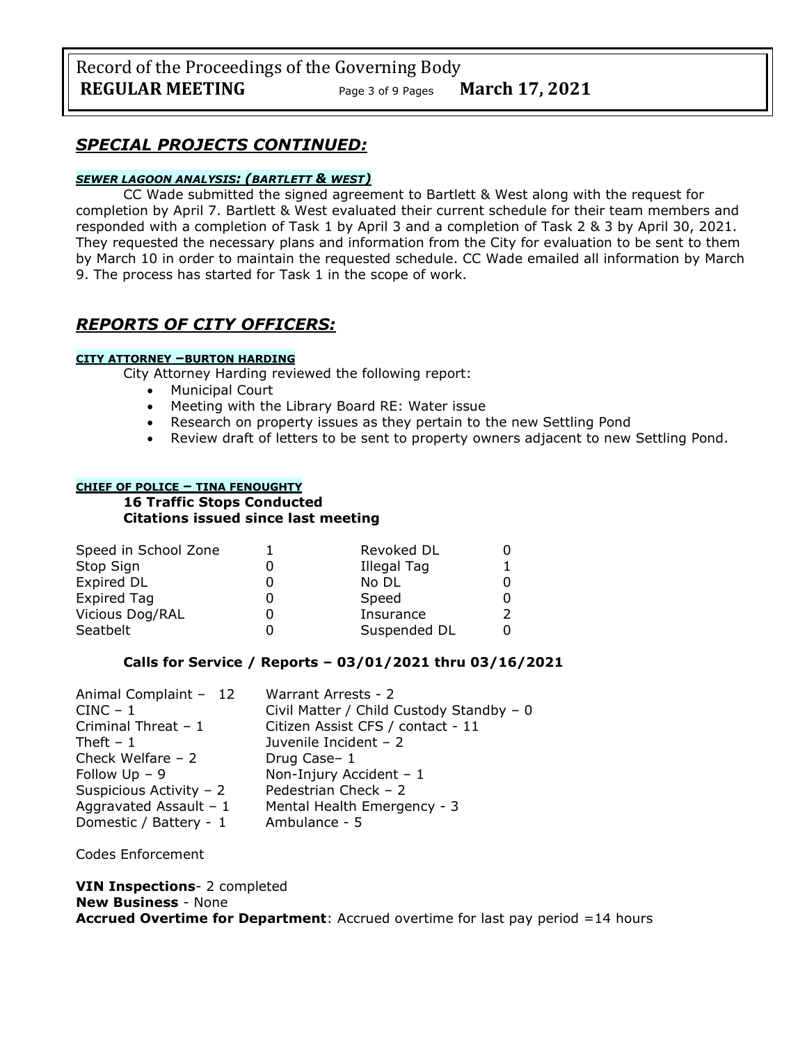## *SPECIAL PROJECTS CONTINUED:*

### *SEWER LAGOON ANALYSIS: (BARTLETT & WEST)*

CC Wade submitted the signed agreement to Bartlett & West along with the request for completion by April 7. Bartlett & West evaluated their current schedule for their team members and responded with a completion of Task 1 by April 3 and a completion of Task 2 & 3 by April 30, 2021. They requested the necessary plans and information from the City for evaluation to be sent to them by March 10 in order to maintain the requested schedule. CC Wade emailed all information by March 9. The process has started for Task 1 in the scope of work.

## *REPORTS OF CITY OFFICERS:*

### CITY ATTORNEY –BURTON HARDING

City Attorney Harding reviewed the following report:

- Municipal Court
- Meeting with the Library Board RE: Water issue
- Research on property issues as they pertain to the new Settling Pond
- Review draft of letters to be sent to property owners adjacent to new Settling Pond.

### CHIEF OF POLICE – TINA FENOUGHTY

**16 Traffic Stops Conducted**
**Citations issued since last meeting**

| | | | |
|---|---|---|---|
| Speed in School Zone | 1 | Revoked DL | 0 |
| Stop Sign | 0 | Illegal Tag | 1 |
| Expired DL | 0 | No DL | 0 |
| Expired Tag | 0 | Speed | 0 |
| Vicious Dog/RAL | 0 | Insurance | 2 |
| Seatbelt | 0 | Suspended DL | 0 |

**Calls for Service / Reports – 03/01/2021 thru 03/16/2021**

| | |
|---|---|
| Animal Complaint – 12 | Warrant Arrests - 2 |
| CINC – 1 | Civil Matter / Child Custody Standby – 0 |
| Criminal Threat – 1 | Citizen Assist CFS / contact - 11 |
| Theft – 1 | Juvenile Incident – 2 |
| Check Welfare – 2 | Drug Case– 1 |
| Follow Up – 9 | Non-Injury Accident – 1 |
| Suspicious Activity – 2 | Pedestrian Check – 2 |
| Aggravated Assault – 1 | Mental Health Emergency - 3 |
| Domestic / Battery - 1 | Ambulance - 5 |

Codes Enforcement

**VIN Inspections**- 2 completed
**New Business** - None
**Accrued Overtime for Department**: Accrued overtime for last pay period =14 hours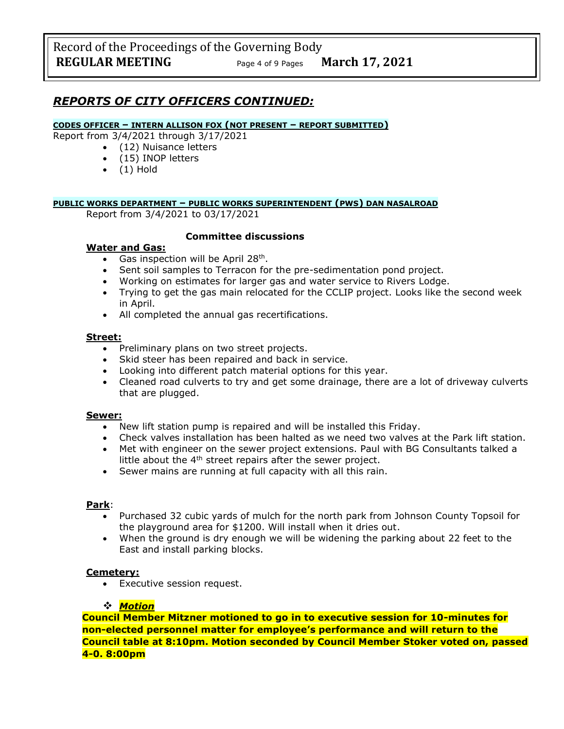## *REPORTS OF CITY OFFICERS CONTINUED:*

**CODES OFFICER – INTERN ALLISON FOX (NOT PRESENT – REPORT SUBMITTED)**

Report from 3/4/2021 through 3/17/2021

- (12) Nuisance letters
- (15) INOP letters
- (1) Hold

**PUBLIC WORKS DEPARTMENT – PUBLIC WORKS SUPERINTENDENT (PWS) DAN NASALROAD**

Report from 3/4/2021 to 03/17/2021

**Committee discussions**

**Water and Gas:**

- Gas inspection will be April 28th.
- Sent soil samples to Terracon for the pre-sedimentation pond project.
- Working on estimates for larger gas and water service to Rivers Lodge.
- Trying to get the gas main relocated for the CCLIP project. Looks like the second week in April.
- All completed the annual gas recertifications.

**Street:**

- Preliminary plans on two street projects.
- Skid steer has been repaired and back in service.
- Looking into different patch material options for this year.
- Cleaned road culverts to try and get some drainage, there are a lot of driveway culverts that are plugged.

**Sewer:**

- New lift station pump is repaired and will be installed this Friday.
- Check valves installation has been halted as we need two valves at the Park lift station.
- Met with engineer on the sewer project extensions. Paul with BG Consultants talked a little about the 4th street repairs after the sewer project.
- Sewer mains are running at full capacity with all this rain.

**Park**:

- Purchased 32 cubic yards of mulch for the north park from Johnson County Topsoil for the playground area for $1200. Will install when it dries out.
- When the ground is dry enough we will be widening the parking about 22 feet to the East and install parking blocks.

**Cemetery:**

- Executive session request.

❖ ***Motion***

**Council Member Mitzner motioned to go in to executive session for 10-minutes for non-elected personnel matter for employee's performance and will return to the Council table at 8:10pm. Motion seconded by Council Member Stoker voted on, passed 4-0. 8:00pm**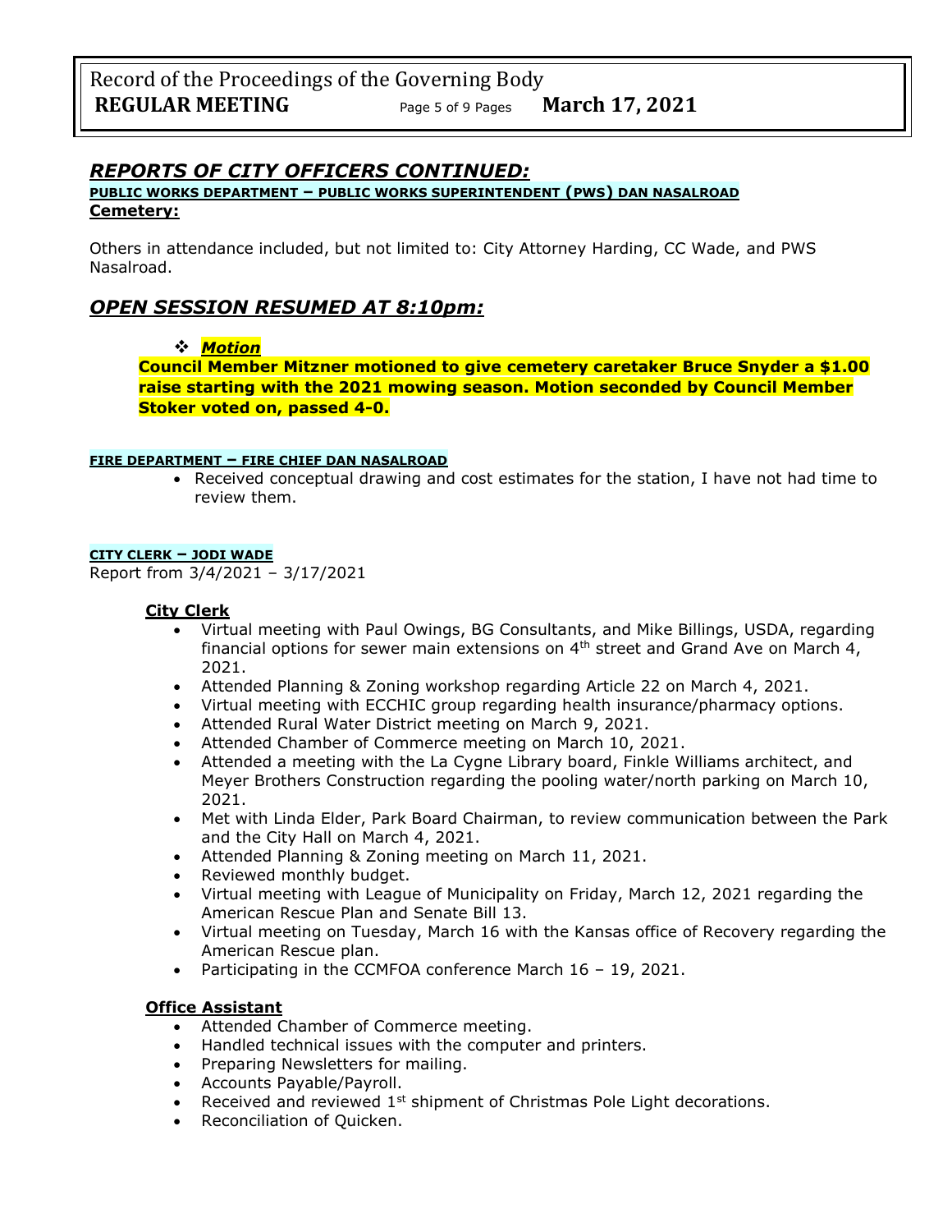## *REPORTS OF CITY OFFICERS CONTINUED:*

**PUBLIC WORKS DEPARTMENT – PUBLIC WORKS SUPERINTENDENT (PWS) DAN NASALROAD**

**Cemetery:**

Others in attendance included, but not limited to: City Attorney Harding, CC Wade, and PWS Nasalroad.

## *OPEN SESSION RESUMED AT 8:10pm:*

- ***Motion***

**Council Member Mitzner motioned to give cemetery caretaker Bruce Snyder a $1.00 raise starting with the 2021 mowing season. Motion seconded by Council Member Stoker voted on, passed 4-0.**

**FIRE DEPARTMENT – FIRE CHIEF DAN NASALROAD**

- Received conceptual drawing and cost estimates for the station, I have not had time to review them.

**CITY CLERK – JODI WADE**

Report from 3/4/2021 – 3/17/2021

**City Clerk**

- Virtual meeting with Paul Owings, BG Consultants, and Mike Billings, USDA, regarding financial options for sewer main extensions on 4th street and Grand Ave on March 4, 2021.
- Attended Planning & Zoning workshop regarding Article 22 on March 4, 2021.
- Virtual meeting with ECCHIC group regarding health insurance/pharmacy options.
- Attended Rural Water District meeting on March 9, 2021.
- Attended Chamber of Commerce meeting on March 10, 2021.
- Attended a meeting with the La Cygne Library board, Finkle Williams architect, and Meyer Brothers Construction regarding the pooling water/north parking on March 10, 2021.
- Met with Linda Elder, Park Board Chairman, to review communication between the Park and the City Hall on March 4, 2021.
- Attended Planning & Zoning meeting on March 11, 2021.
- Reviewed monthly budget.
- Virtual meeting with League of Municipality on Friday, March 12, 2021 regarding the American Rescue Plan and Senate Bill 13.
- Virtual meeting on Tuesday, March 16 with the Kansas office of Recovery regarding the American Rescue plan.
- Participating in the CCMFOA conference March 16 – 19, 2021.

**Office Assistant**

- Attended Chamber of Commerce meeting.
- Handled technical issues with the computer and printers.
- Preparing Newsletters for mailing.
- Accounts Payable/Payroll.
- Received and reviewed 1st shipment of Christmas Pole Light decorations.
- Reconciliation of Quicken.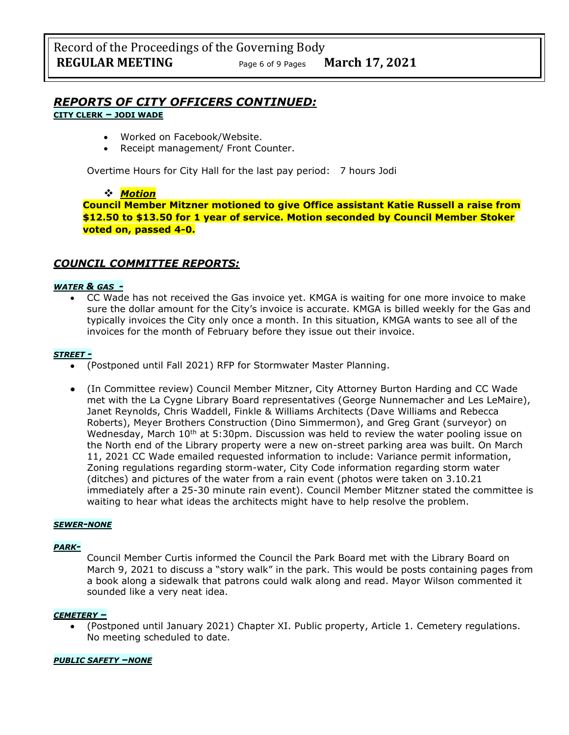## *REPORTS OF CITY OFFICERS CONTINUED:*

**CITY CLERK – JODI WADE**

- Worked on Facebook/Website.
- Receipt management/ Front Counter.

Overtime Hours for City Hall for the last pay period: 7 hours Jodi

❖ ***Motion***

**Council Member Mitzner motioned to give Office assistant Katie Russell a raise from $12.50 to $13.50 for 1 year of service. Motion seconded by Council Member Stoker voted on, passed 4-0.**

## *COUNCIL COMMITTEE REPORTS:*

***WATER & GAS -***

- CC Wade has not received the Gas invoice yet. KMGA is waiting for one more invoice to make sure the dollar amount for the City's invoice is accurate. KMGA is billed weekly for the Gas and typically invoices the City only once a month. In this situation, KMGA wants to see all of the invoices for the month of February before they issue out their invoice.

***STREET -***

- (Postponed until Fall 2021) RFP for Stormwater Master Planning.
- (In Committee review) Council Member Mitzner, City Attorney Burton Harding and CC Wade met with the La Cygne Library Board representatives (George Nunnemacher and Les LeMaire), Janet Reynolds, Chris Waddell, Finkle & Williams Architects (Dave Williams and Rebecca Roberts), Meyer Brothers Construction (Dino Simmermon), and Greg Grant (surveyor) on Wednesday, March 10th at 5:30pm. Discussion was held to review the water pooling issue on the North end of the Library property were a new on-street parking area was built. On March 11, 2021 CC Wade emailed requested information to include: Variance permit information, Zoning regulations regarding storm-water, City Code information regarding storm water (ditches) and pictures of the water from a rain event (photos were taken on 3.10.21 immediately after a 25-30 minute rain event). Council Member Mitzner stated the committee is waiting to hear what ideas the architects might have to help resolve the problem.

***SEWER-NONE***

***PARK-***

Council Member Curtis informed the Council the Park Board met with the Library Board on March 9, 2021 to discuss a "story walk" in the park. This would be posts containing pages from a book along a sidewalk that patrons could walk along and read. Mayor Wilson commented it sounded like a very neat idea.

***CEMETERY –***

- (Postponed until January 2021) Chapter XI. Public property, Article 1. Cemetery regulations. No meeting scheduled to date.

***PUBLIC SAFETY –NONE***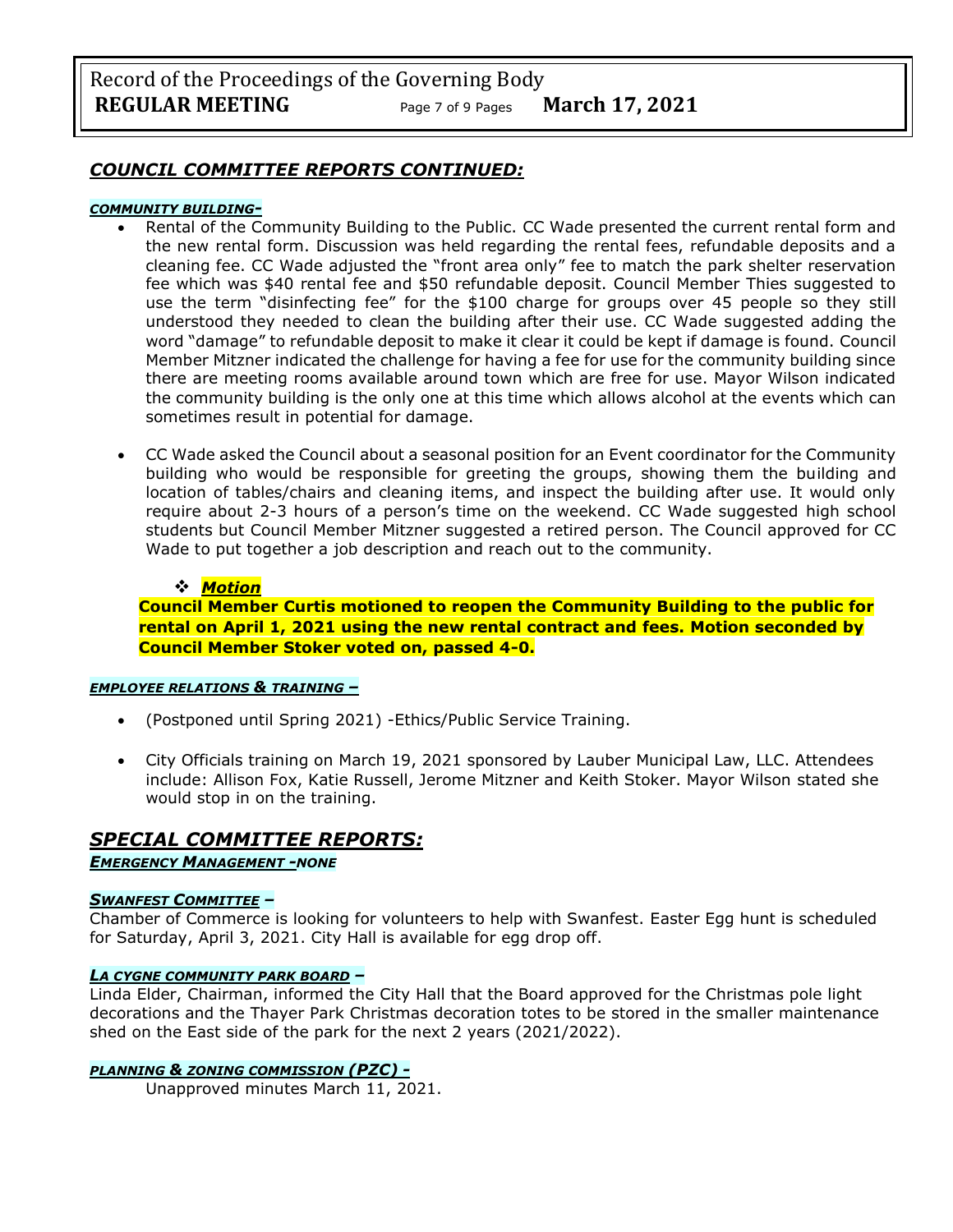## *COUNCIL COMMITTEE REPORTS CONTINUED:*

***COMMUNITY BUILDING-***

- Rental of the Community Building to the Public. CC Wade presented the current rental form and the new rental form. Discussion was held regarding the rental fees, refundable deposits and a cleaning fee. CC Wade adjusted the "front area only" fee to match the park shelter reservation fee which was $40 rental fee and $50 refundable deposit. Council Member Thies suggested to use the term "disinfecting fee" for the $100 charge for groups over 45 people so they still understood they needed to clean the building after their use. CC Wade suggested adding the word "damage" to refundable deposit to make it clear it could be kept if damage is found. Council Member Mitzner indicated the challenge for having a fee for use for the community building since there are meeting rooms available around town which are free for use. Mayor Wilson indicated the community building is the only one at this time which allows alcohol at the events which can sometimes result in potential for damage.

- CC Wade asked the Council about a seasonal position for an Event coordinator for the Community building who would be responsible for greeting the groups, showing them the building and location of tables/chairs and cleaning items, and inspect the building after use. It would only require about 2-3 hours of a person's time on the weekend. CC Wade suggested high school students but Council Member Mitzner suggested a retired person. The Council approved for CC Wade to put together a job description and reach out to the community.

  - ***Motion***

**Council Member Curtis motioned to reopen the Community Building to the public for rental on April 1, 2021 using the new rental contract and fees. Motion seconded by Council Member Stoker voted on, passed 4-0.**

***EMPLOYEE RELATIONS & TRAINING –***

- (Postponed until Spring 2021) -Ethics/Public Service Training.

- City Officials training on March 19, 2021 sponsored by Lauber Municipal Law, LLC. Attendees include: Allison Fox, Katie Russell, Jerome Mitzner and Keith Stoker. Mayor Wilson stated she would stop in on the training.

## *SPECIAL COMMITTEE REPORTS:*

***EMERGENCY MANAGEMENT -NONE***

***SWANFEST COMMITTEE –***

Chamber of Commerce is looking for volunteers to help with Swanfest. Easter Egg hunt is scheduled for Saturday, April 3, 2021. City Hall is available for egg drop off.

***LA CYGNE COMMUNITY PARK BOARD –***

Linda Elder, Chairman, informed the City Hall that the Board approved for the Christmas pole light decorations and the Thayer Park Christmas decoration totes to be stored in the smaller maintenance shed on the East side of the park for the next 2 years (2021/2022).

***PLANNING & ZONING COMMISSION (PZC) -***

Unapproved minutes March 11, 2021.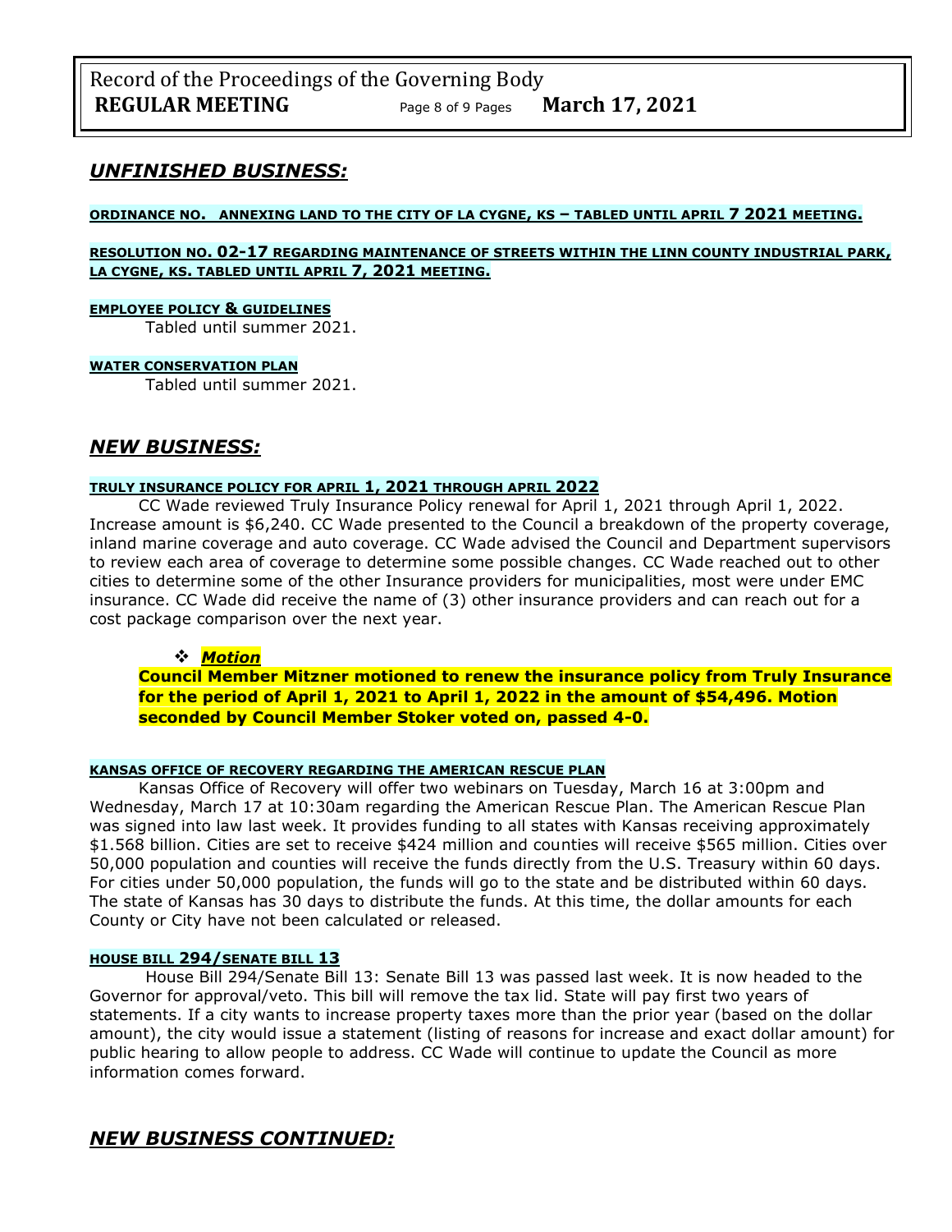## *UNFINISHED BUSINESS:*

**ORDINANCE NO. ANNEXING LAND TO THE CITY OF LA CYGNE, KS – TABLED UNTIL APRIL 7 2021 MEETING.**

**RESOLUTION NO. 02-17 REGARDING MAINTENANCE OF STREETS WITHIN THE LINN COUNTY INDUSTRIAL PARK, LA CYGNE, KS. TABLED UNTIL APRIL 7, 2021 MEETING.**

**EMPLOYEE POLICY & GUIDELINES**

Tabled until summer 2021.

**WATER CONSERVATION PLAN**

Tabled until summer 2021.

## *NEW BUSINESS:*

**TRULY INSURANCE POLICY FOR APRIL 1, 2021 THROUGH APRIL 2022**

CC Wade reviewed Truly Insurance Policy renewal for April 1, 2021 through April 1, 2022. Increase amount is $6,240. CC Wade presented to the Council a breakdown of the property coverage, inland marine coverage and auto coverage. CC Wade advised the Council and Department supervisors to review each area of coverage to determine some possible changes. CC Wade reached out to other cities to determine some of the other Insurance providers for municipalities, most were under EMC insurance. CC Wade did receive the name of (3) other insurance providers and can reach out for a cost package comparison over the next year.

- ***Motion***

**Council Member Mitzner motioned to renew the insurance policy from Truly Insurance for the period of April 1, 2021 to April 1, 2022 in the amount of $54,496. Motion seconded by Council Member Stoker voted on, passed 4-0.**

**KANSAS OFFICE OF RECOVERY REGARDING THE AMERICAN RESCUE PLAN**

Kansas Office of Recovery will offer two webinars on Tuesday, March 16 at 3:00pm and Wednesday, March 17 at 10:30am regarding the American Rescue Plan. The American Rescue Plan was signed into law last week. It provides funding to all states with Kansas receiving approximately $1.568 billion. Cities are set to receive $424 million and counties will receive $565 million. Cities over 50,000 population and counties will receive the funds directly from the U.S. Treasury within 60 days. For cities under 50,000 population, the funds will go to the state and be distributed within 60 days. The state of Kansas has 30 days to distribute the funds. At this time, the dollar amounts for each County or City have not been calculated or released.

**HOUSE BILL 294/SENATE BILL 13**

House Bill 294/Senate Bill 13: Senate Bill 13 was passed last week. It is now headed to the Governor for approval/veto. This bill will remove the tax lid. State will pay first two years of statements. If a city wants to increase property taxes more than the prior year (based on the dollar amount), the city would issue a statement (listing of reasons for increase and exact dollar amount) for public hearing to allow people to address. CC Wade will continue to update the Council as more information comes forward.

## *NEW BUSINESS CONTINUED:*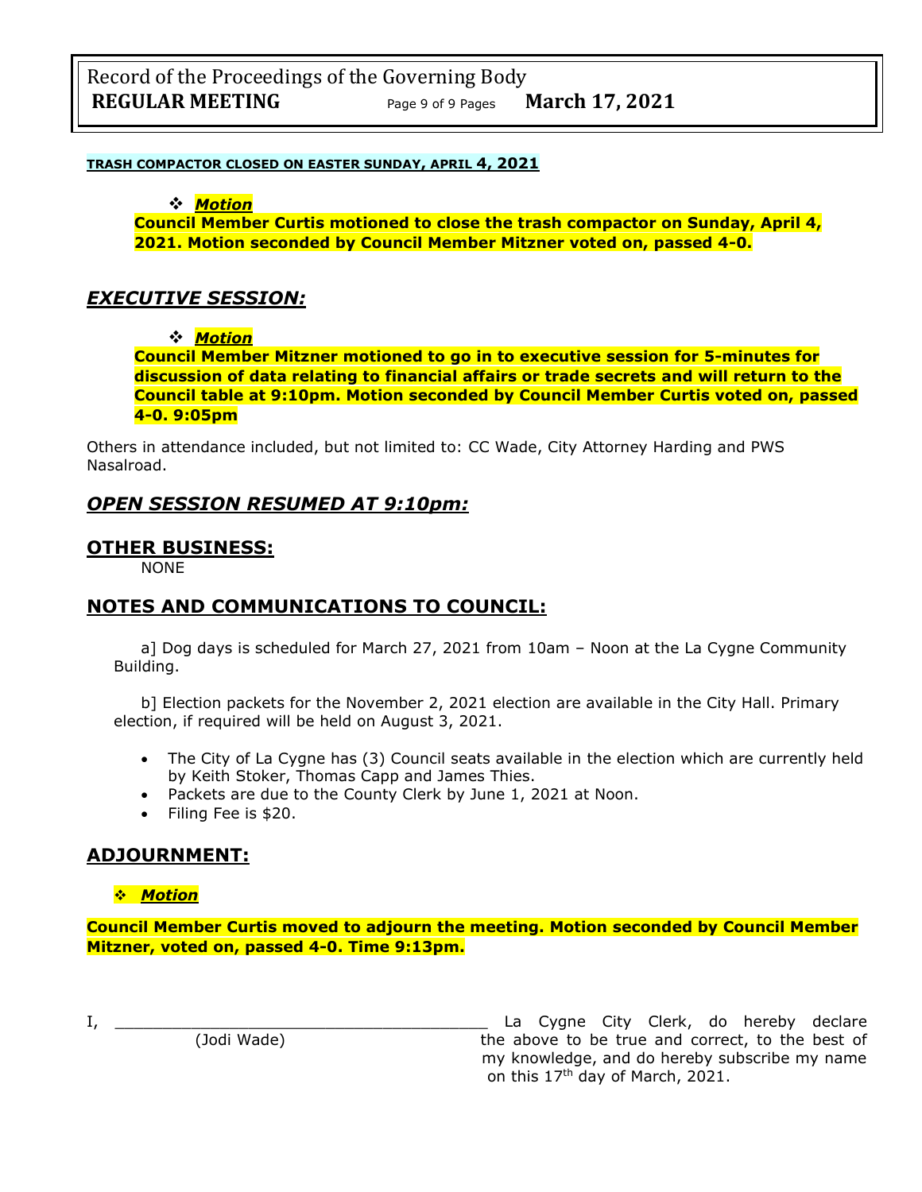**TRASH COMPACTOR CLOSED ON EASTER SUNDAY, APRIL 4, 2021**

- ***Motion***

**Council Member Curtis motioned to close the trash compactor on Sunday, April 4, 2021. Motion seconded by Council Member Mitzner voted on, passed 4-0.**

## *EXECUTIVE SESSION:*

- ***Motion***

**Council Member Mitzner motioned to go in to executive session for 5-minutes for discussion of data relating to financial affairs or trade secrets and will return to the Council table at 9:10pm. Motion seconded by Council Member Curtis voted on, passed 4-0. 9:05pm**

Others in attendance included, but not limited to: CC Wade, City Attorney Harding and PWS Nasalroad.

## *OPEN SESSION RESUMED AT 9:10pm:*

## OTHER BUSINESS:

NONE

## NOTES AND COMMUNICATIONS TO COUNCIL:

a] Dog days is scheduled for March 27, 2021 from 10am – Noon at the La Cygne Community Building.

b] Election packets for the November 2, 2021 election are available in the City Hall. Primary election, if required will be held on August 3, 2021.

- The City of La Cygne has (3) Council seats available in the election which are currently held by Keith Stoker, Thomas Capp and James Thies.
- Packets are due to the County Clerk by June 1, 2021 at Noon.
- Filing Fee is $20.

## ADJOURNMENT:

- ***Motion***

**Council Member Curtis moved to adjourn the meeting. Motion seconded by Council Member Mitzner, voted on, passed 4-0. Time 9:13pm.**

I, ________________________________________ La Cygne City Clerk, do hereby declare the above to be true and correct, to the best of my knowledge, and do hereby subscribe my name on this 17th day of March, 2021.

(Jodi Wade)